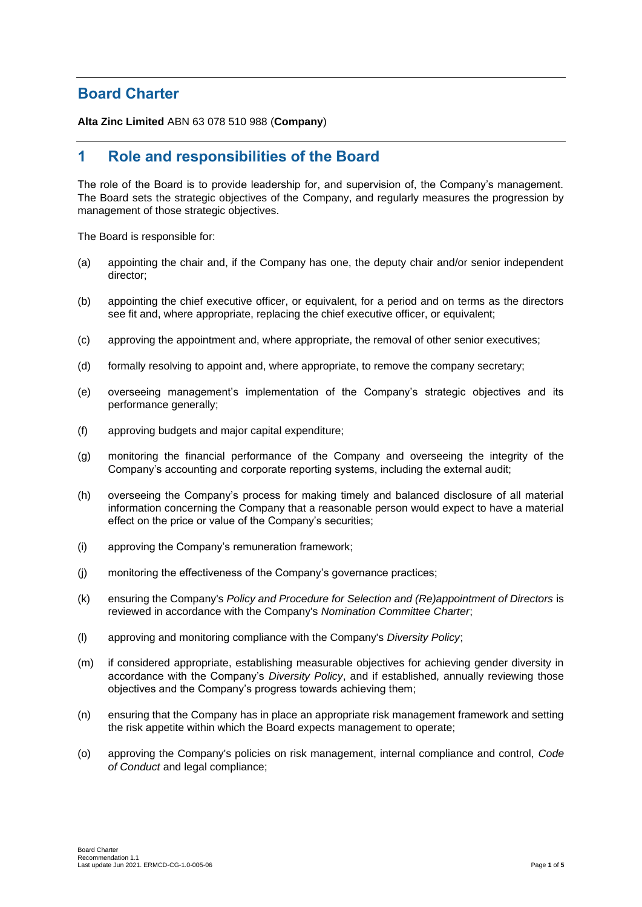# Board Charter

**Alta Zinc Limited** ABN 63 078 510 988 (**Company**)

## 1 Role and responsibilities of the Board

The role of the Board is to provide leadership for, and supervision of, the Company's management. The Board sets the strategic objectives of the Company, and regularly measures the progression by management of those strategic objectives.

The Board is responsible for:

(a) appointing the chair and, if the Company has one, the deputy chair and/or senior independent director;

(b) appointing the chief executive officer, or equivalent, for a period and on terms as the directors see fit and, where appropriate, replacing the chief executive officer, or equivalent;

(c) approving the appointment and, where appropriate, the removal of other senior executives;

(d) formally resolving to appoint and, where appropriate, to remove the company secretary;

(e) overseeing management's implementation of the Company's strategic objectives and its performance generally;

(f) approving budgets and major capital expenditure;

(g) monitoring the financial performance of the Company and overseeing the integrity of the Company's accounting and corporate reporting systems, including the external audit;

(h) overseeing the Company's process for making timely and balanced disclosure of all material information concerning the Company that a reasonable person would expect to have a material effect on the price or value of the Company's securities;

(i) approving the Company's remuneration framework;

(j) monitoring the effectiveness of the Company's governance practices;

(k) ensuring the Company's *Policy and Procedure for Selection and (Re)appointment of Directors* is reviewed in accordance with the Company's *Nomination Committee Charter*;

(l) approving and monitoring compliance with the Company's *Diversity Policy*;

(m) if considered appropriate, establishing measurable objectives for achieving gender diversity in accordance with the Company's *Diversity Policy*, and if established, annually reviewing those objectives and the Company's progress towards achieving them;

(n) ensuring that the Company has in place an appropriate risk management framework and setting the risk appetite within which the Board expects management to operate;

(o) approving the Company's policies on risk management, internal compliance and control, *Code of Conduct* and legal compliance;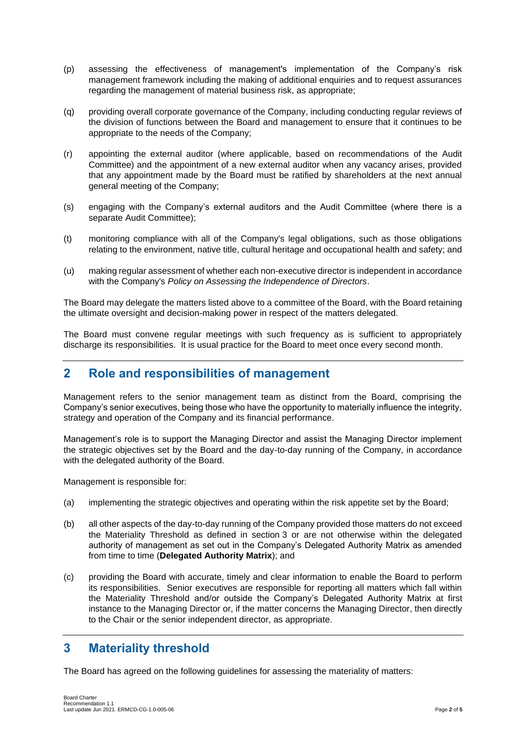(p) assessing the effectiveness of management's implementation of the Company's risk management framework including the making of additional enquiries and to request assurances regarding the management of material business risk, as appropriate;

(q) providing overall corporate governance of the Company, including conducting regular reviews of the division of functions between the Board and management to ensure that it continues to be appropriate to the needs of the Company;

(r) appointing the external auditor (where applicable, based on recommendations of the Audit Committee) and the appointment of a new external auditor when any vacancy arises, provided that any appointment made by the Board must be ratified by shareholders at the next annual general meeting of the Company;

(s) engaging with the Company's external auditors and the Audit Committee (where there is a separate Audit Committee);

(t) monitoring compliance with all of the Company's legal obligations, such as those obligations relating to the environment, native title, cultural heritage and occupational health and safety; and

(u) making regular assessment of whether each non-executive director is independent in accordance with the Company's *Policy on Assessing the Independence of Directors*.

The Board may delegate the matters listed above to a committee of the Board, with the Board retaining the ultimate oversight and decision-making power in respect of the matters delegated.

The Board must convene regular meetings with such frequency as is sufficient to appropriately discharge its responsibilities. It is usual practice for the Board to meet once every second month.

## 2 Role and responsibilities of management

Management refers to the senior management team as distinct from the Board, comprising the Company's senior executives, being those who have the opportunity to materially influence the integrity, strategy and operation of the Company and its financial performance.

Management's role is to support the Managing Director and assist the Managing Director implement the strategic objectives set by the Board and the day-to-day running of the Company, in accordance with the delegated authority of the Board.

Management is responsible for:

(a) implementing the strategic objectives and operating within the risk appetite set by the Board;

(b) all other aspects of the day-to-day running of the Company provided those matters do not exceed the Materiality Threshold as defined in section 3 or are not otherwise within the delegated authority of management as set out in the Company's Delegated Authority Matrix as amended from time to time (**Delegated Authority Matrix**); and

(c) providing the Board with accurate, timely and clear information to enable the Board to perform its responsibilities. Senior executives are responsible for reporting all matters which fall within the Materiality Threshold and/or outside the Company's Delegated Authority Matrix at first instance to the Managing Director or, if the matter concerns the Managing Director, then directly to the Chair or the senior independent director, as appropriate.

## 3 Materiality threshold

The Board has agreed on the following guidelines for assessing the materiality of matters: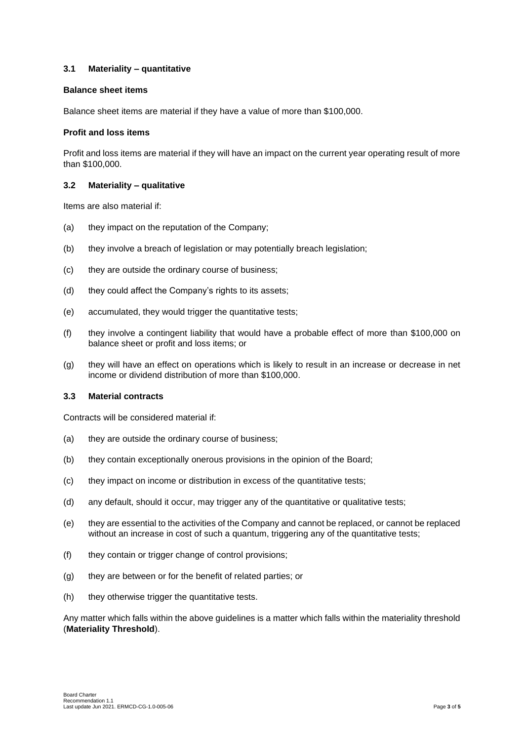### 3.1 Materiality – quantitative

**Balance sheet items**

Balance sheet items are material if they have a value of more than $100,000.

**Profit and loss items**

Profit and loss items are material if they will have an impact on the current year operating result of more than $100,000.

### 3.2 Materiality – qualitative

Items are also material if:

(a) they impact on the reputation of the Company;

(b) they involve a breach of legislation or may potentially breach legislation;

(c) they are outside the ordinary course of business;

(d) they could affect the Company's rights to its assets;

(e) accumulated, they would trigger the quantitative tests;

(f) they involve a contingent liability that would have a probable effect of more than $100,000 on balance sheet or profit and loss items; or

(g) they will have an effect on operations which is likely to result in an increase or decrease in net income or dividend distribution of more than $100,000.

### 3.3 Material contracts

Contracts will be considered material if:

(a) they are outside the ordinary course of business;

(b) they contain exceptionally onerous provisions in the opinion of the Board;

(c) they impact on income or distribution in excess of the quantitative tests;

(d) any default, should it occur, may trigger any of the quantitative or qualitative tests;

(e) they are essential to the activities of the Company and cannot be replaced, or cannot be replaced without an increase in cost of such a quantum, triggering any of the quantitative tests;

(f) they contain or trigger change of control provisions;

(g) they are between or for the benefit of related parties; or

(h) they otherwise trigger the quantitative tests.

Any matter which falls within the above guidelines is a matter which falls within the materiality threshold (**Materiality Threshold**).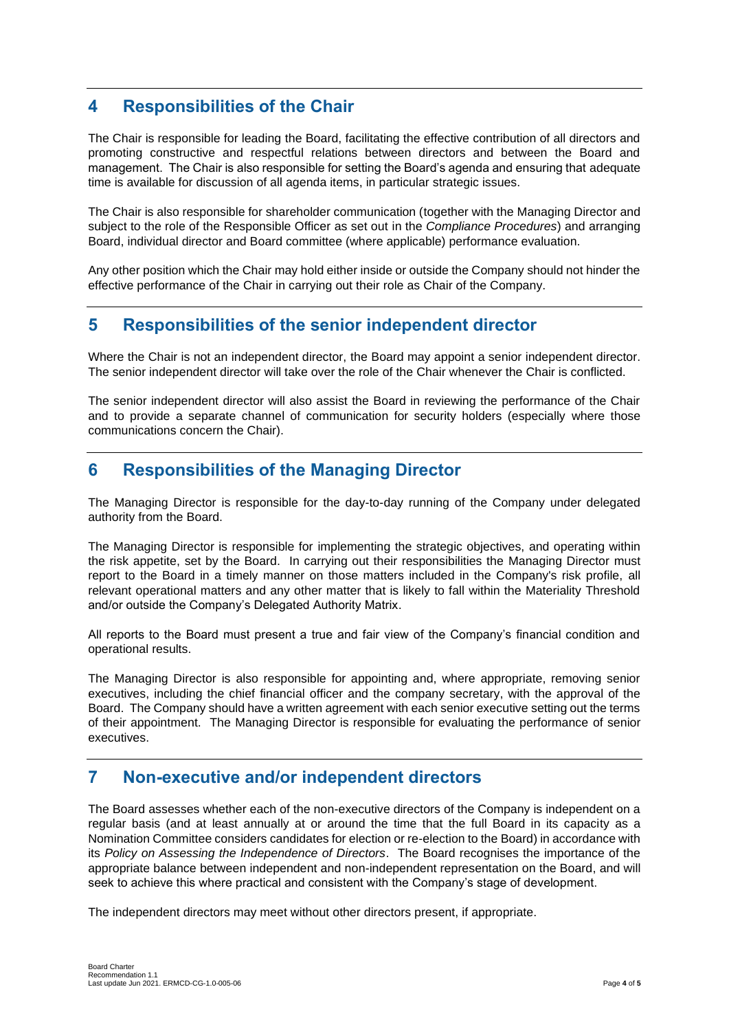## 4 Responsibilities of the Chair

The Chair is responsible for leading the Board, facilitating the effective contribution of all directors and promoting constructive and respectful relations between directors and between the Board and management. The Chair is also responsible for setting the Board's agenda and ensuring that adequate time is available for discussion of all agenda items, in particular strategic issues.

The Chair is also responsible for shareholder communication (together with the Managing Director and subject to the role of the Responsible Officer as set out in the *Compliance Procedures*) and arranging Board, individual director and Board committee (where applicable) performance evaluation.

Any other position which the Chair may hold either inside or outside the Company should not hinder the effective performance of the Chair in carrying out their role as Chair of the Company.

## 5 Responsibilities of the senior independent director

Where the Chair is not an independent director, the Board may appoint a senior independent director. The senior independent director will take over the role of the Chair whenever the Chair is conflicted.

The senior independent director will also assist the Board in reviewing the performance of the Chair and to provide a separate channel of communication for security holders (especially where those communications concern the Chair).

## 6 Responsibilities of the Managing Director

The Managing Director is responsible for the day-to-day running of the Company under delegated authority from the Board.

The Managing Director is responsible for implementing the strategic objectives, and operating within the risk appetite, set by the Board. In carrying out their responsibilities the Managing Director must report to the Board in a timely manner on those matters included in the Company's risk profile, all relevant operational matters and any other matter that is likely to fall within the Materiality Threshold and/or outside the Company's Delegated Authority Matrix.

All reports to the Board must present a true and fair view of the Company's financial condition and operational results.

The Managing Director is also responsible for appointing and, where appropriate, removing senior executives, including the chief financial officer and the company secretary, with the approval of the Board. The Company should have a written agreement with each senior executive setting out the terms of their appointment. The Managing Director is responsible for evaluating the performance of senior executives.

## 7 Non-executive and/or independent directors

The Board assesses whether each of the non-executive directors of the Company is independent on a regular basis (and at least annually at or around the time that the full Board in its capacity as a Nomination Committee considers candidates for election or re-election to the Board) in accordance with its *Policy on Assessing the Independence of Directors*. The Board recognises the importance of the appropriate balance between independent and non-independent representation on the Board, and will seek to achieve this where practical and consistent with the Company's stage of development.

The independent directors may meet without other directors present, if appropriate.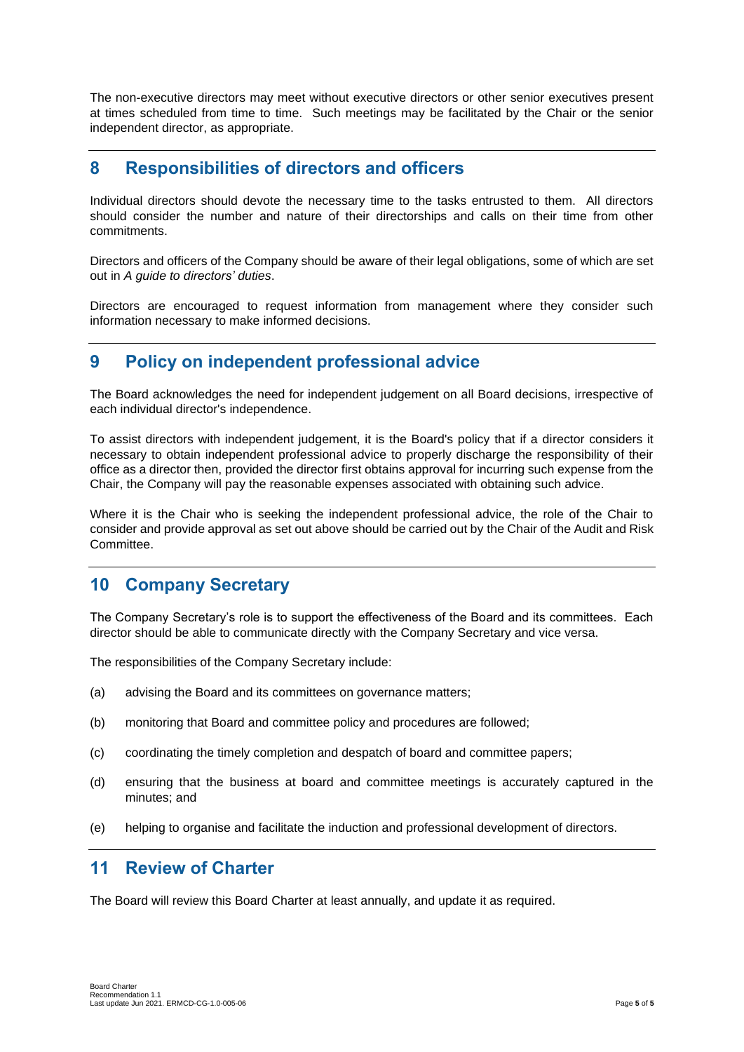The non-executive directors may meet without executive directors or other senior executives present at times scheduled from time to time. Such meetings may be facilitated by the Chair or the senior independent director, as appropriate.

## 8 Responsibilities of directors and officers

Individual directors should devote the necessary time to the tasks entrusted to them. All directors should consider the number and nature of their directorships and calls on their time from other commitments.

Directors and officers of the Company should be aware of their legal obligations, some of which are set out in *A guide to directors' duties*.

Directors are encouraged to request information from management where they consider such information necessary to make informed decisions.

## 9 Policy on independent professional advice

The Board acknowledges the need for independent judgement on all Board decisions, irrespective of each individual director's independence.

To assist directors with independent judgement, it is the Board's policy that if a director considers it necessary to obtain independent professional advice to properly discharge the responsibility of their office as a director then, provided the director first obtains approval for incurring such expense from the Chair, the Company will pay the reasonable expenses associated with obtaining such advice.

Where it is the Chair who is seeking the independent professional advice, the role of the Chair to consider and provide approval as set out above should be carried out by the Chair of the Audit and Risk Committee.

## 10 Company Secretary

The Company Secretary's role is to support the effectiveness of the Board and its committees. Each director should be able to communicate directly with the Company Secretary and vice versa.

The responsibilities of the Company Secretary include:

(a) advising the Board and its committees on governance matters;

(b) monitoring that Board and committee policy and procedures are followed;

(c) coordinating the timely completion and despatch of board and committee papers;

(d) ensuring that the business at board and committee meetings is accurately captured in the minutes; and

(e) helping to organise and facilitate the induction and professional development of directors.

## 11 Review of Charter

The Board will review this Board Charter at least annually, and update it as required.